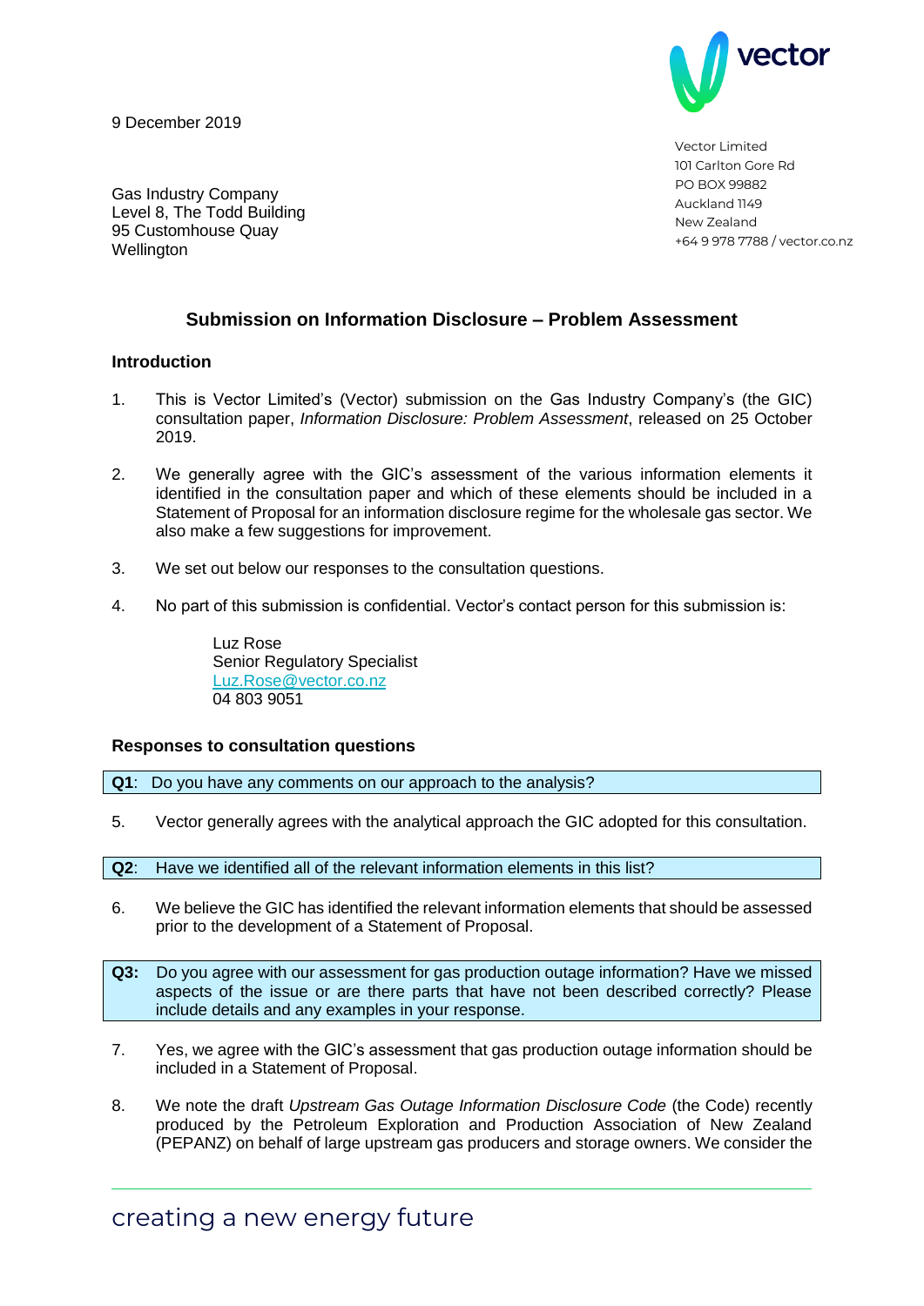vector

9 December 2019

Vector Limited
101 Carlton Gore Rd
PO BOX 99882
Auckland 1149
New Zealand
+64 9 978 7788 / vector.co.nz

Gas Industry Company
Level 8, The Todd Building
95 Customhouse Quay
Wellington

## Submission on Information Disclosure – Problem Assessment

### Introduction

1. This is Vector Limited's (Vector) submission on the Gas Industry Company's (the GIC) consultation paper, *Information Disclosure: Problem Assessment*, released on 25 October 2019.

2. We generally agree with the GIC's assessment of the various information elements it identified in the consultation paper and which of these elements should be included in a Statement of Proposal for an information disclosure regime for the wholesale gas sector. We also make a few suggestions for improvement.

3. We set out below our responses to the consultation questions.

4. No part of this submission is confidential. Vector's contact person for this submission is:

   Luz Rose
   Senior Regulatory Specialist
   Luz.Rose@vector.co.nz
   04 803 9051

### Responses to consultation questions

**Q1**: Do you have any comments on our approach to the analysis?

5. Vector generally agrees with the analytical approach the GIC adopted for this consultation.

**Q2**: Have we identified all of the relevant information elements in this list?

6. We believe the GIC has identified the relevant information elements that should be assessed prior to the development of a Statement of Proposal.

**Q3:** Do you agree with our assessment for gas production outage information? Have we missed aspects of the issue or are there parts that have not been described correctly? Please include details and any examples in your response.

7. Yes, we agree with the GIC's assessment that gas production outage information should be included in a Statement of Proposal.

8. We note the draft *Upstream Gas Outage Information Disclosure Code* (the Code) recently produced by the Petroleum Exploration and Production Association of New Zealand (PEPANZ) on behalf of large upstream gas producers and storage owners. We consider the

creating a new energy future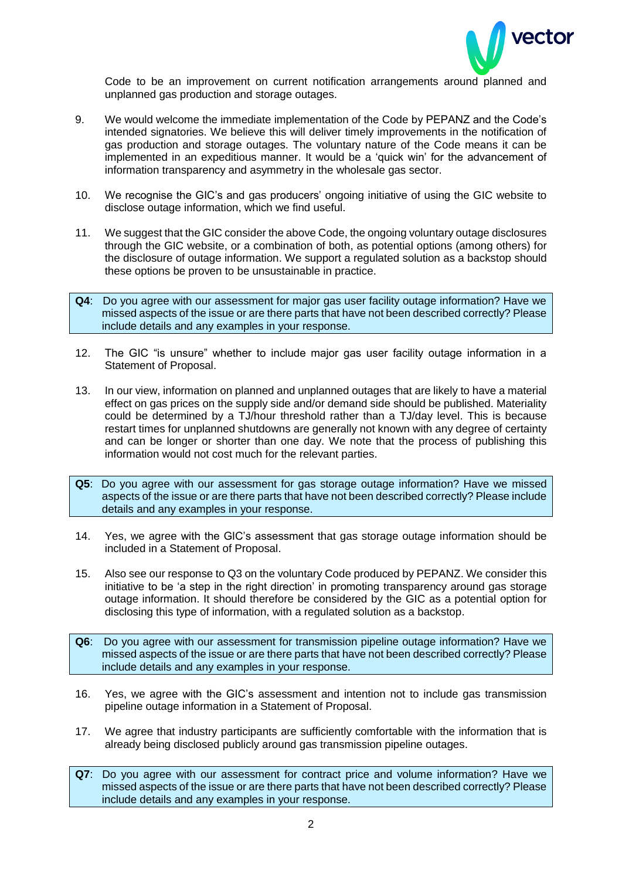Code to be an improvement on current notification arrangements around planned and unplanned gas production and storage outages.

9. We would welcome the immediate implementation of the Code by PEPANZ and the Code's intended signatories. We believe this will deliver timely improvements in the notification of gas production and storage outages. The voluntary nature of the Code means it can be implemented in an expeditious manner. It would be a 'quick win' for the advancement of information transparency and asymmetry in the wholesale gas sector.

10. We recognise the GIC's and gas producers' ongoing initiative of using the GIC website to disclose outage information, which we find useful.

11. We suggest that the GIC consider the above Code, the ongoing voluntary outage disclosures through the GIC website, or a combination of both, as potential options (among others) for the disclosure of outage information. We support a regulated solution as a backstop should these options be proven to be unsustainable in practice.

> **Q4**: Do you agree with our assessment for major gas user facility outage information? Have we missed aspects of the issue or are there parts that have not been described correctly? Please include details and any examples in your response.

12. The GIC "is unsure" whether to include major gas user facility outage information in a Statement of Proposal.

13. In our view, information on planned and unplanned outages that are likely to have a material effect on gas prices on the supply side and/or demand side should be published. Materiality could be determined by a TJ/hour threshold rather than a TJ/day level. This is because restart times for unplanned shutdowns are generally not known with any degree of certainty and can be longer or shorter than one day. We note that the process of publishing this information would not cost much for the relevant parties.

> **Q5**: Do you agree with our assessment for gas storage outage information? Have we missed aspects of the issue or are there parts that have not been described correctly? Please include details and any examples in your response.

14. Yes, we agree with the GIC's assessment that gas storage outage information should be included in a Statement of Proposal.

15. Also see our response to Q3 on the voluntary Code produced by PEPANZ. We consider this initiative to be 'a step in the right direction' in promoting transparency around gas storage outage information. It should therefore be considered by the GIC as a potential option for disclosing this type of information, with a regulated solution as a backstop.

> **Q6**: Do you agree with our assessment for transmission pipeline outage information? Have we missed aspects of the issue or are there parts that have not been described correctly? Please include details and any examples in your response.

16. Yes, we agree with the GIC's assessment and intention not to include gas transmission pipeline outage information in a Statement of Proposal.

17. We agree that industry participants are sufficiently comfortable with the information that is already being disclosed publicly around gas transmission pipeline outages.

> **Q7**: Do you agree with our assessment for contract price and volume information? Have we missed aspects of the issue or are there parts that have not been described correctly? Please include details and any examples in your response.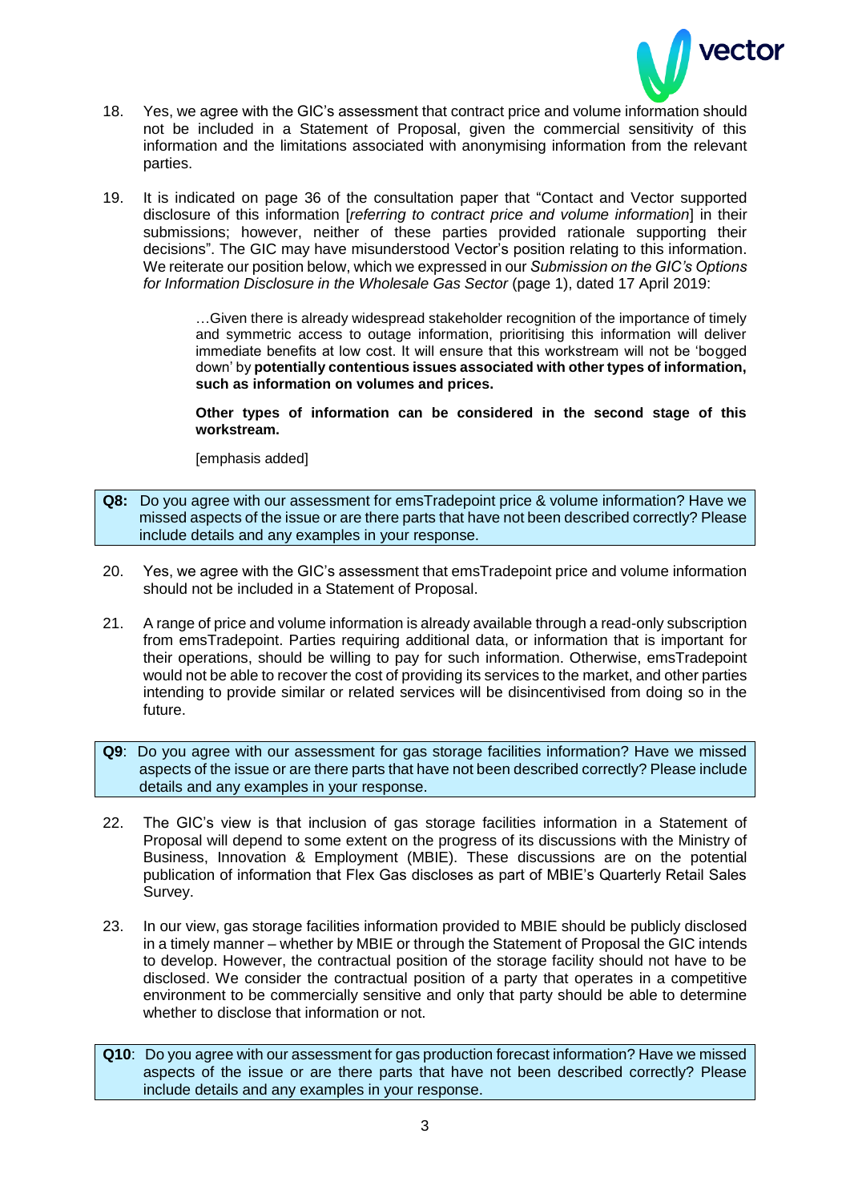18. Yes, we agree with the GIC's assessment that contract price and volume information should not be included in a Statement of Proposal, given the commercial sensitivity of this information and the limitations associated with anonymising information from the relevant parties.

19. It is indicated on page 36 of the consultation paper that "Contact and Vector supported disclosure of this information [*referring to contract price and volume information*] in their submissions; however, neither of these parties provided rationale supporting their decisions". The GIC may have misunderstood Vector's position relating to this information. We reiterate our position below, which we expressed in our *Submission on the GIC's Options for Information Disclosure in the Wholesale Gas Sector* (page 1), dated 17 April 2019:

> …Given there is already widespread stakeholder recognition of the importance of timely and symmetric access to outage information, prioritising this information will deliver immediate benefits at low cost. It will ensure that this workstream will not be 'bogged down' by **potentially contentious issues associated with other types of information, such as information on volumes and prices.**
>
> **Other types of information can be considered in the second stage of this workstream.**
>
> [emphasis added]

**Q8:** Do you agree with our assessment for emsTradepoint price & volume information? Have we missed aspects of the issue or are there parts that have not been described correctly? Please include details and any examples in your response.

20. Yes, we agree with the GIC's assessment that emsTradepoint price and volume information should not be included in a Statement of Proposal.

21. A range of price and volume information is already available through a read-only subscription from emsTradepoint. Parties requiring additional data, or information that is important for their operations, should be willing to pay for such information. Otherwise, emsTradepoint would not be able to recover the cost of providing its services to the market, and other parties intending to provide similar or related services will be disincentivised from doing so in the future.

**Q9**: Do you agree with our assessment for gas storage facilities information? Have we missed aspects of the issue or are there parts that have not been described correctly? Please include details and any examples in your response.

22. The GIC's view is that inclusion of gas storage facilities information in a Statement of Proposal will depend to some extent on the progress of its discussions with the Ministry of Business, Innovation & Employment (MBIE). These discussions are on the potential publication of information that Flex Gas discloses as part of MBIE's Quarterly Retail Sales Survey.

23. In our view, gas storage facilities information provided to MBIE should be publicly disclosed in a timely manner – whether by MBIE or through the Statement of Proposal the GIC intends to develop. However, the contractual position of the storage facility should not have to be disclosed. We consider the contractual position of a party that operates in a competitive environment to be commercially sensitive and only that party should be able to determine whether to disclose that information or not.

**Q10**: Do you agree with our assessment for gas production forecast information? Have we missed aspects of the issue or are there parts that have not been described correctly? Please include details and any examples in your response.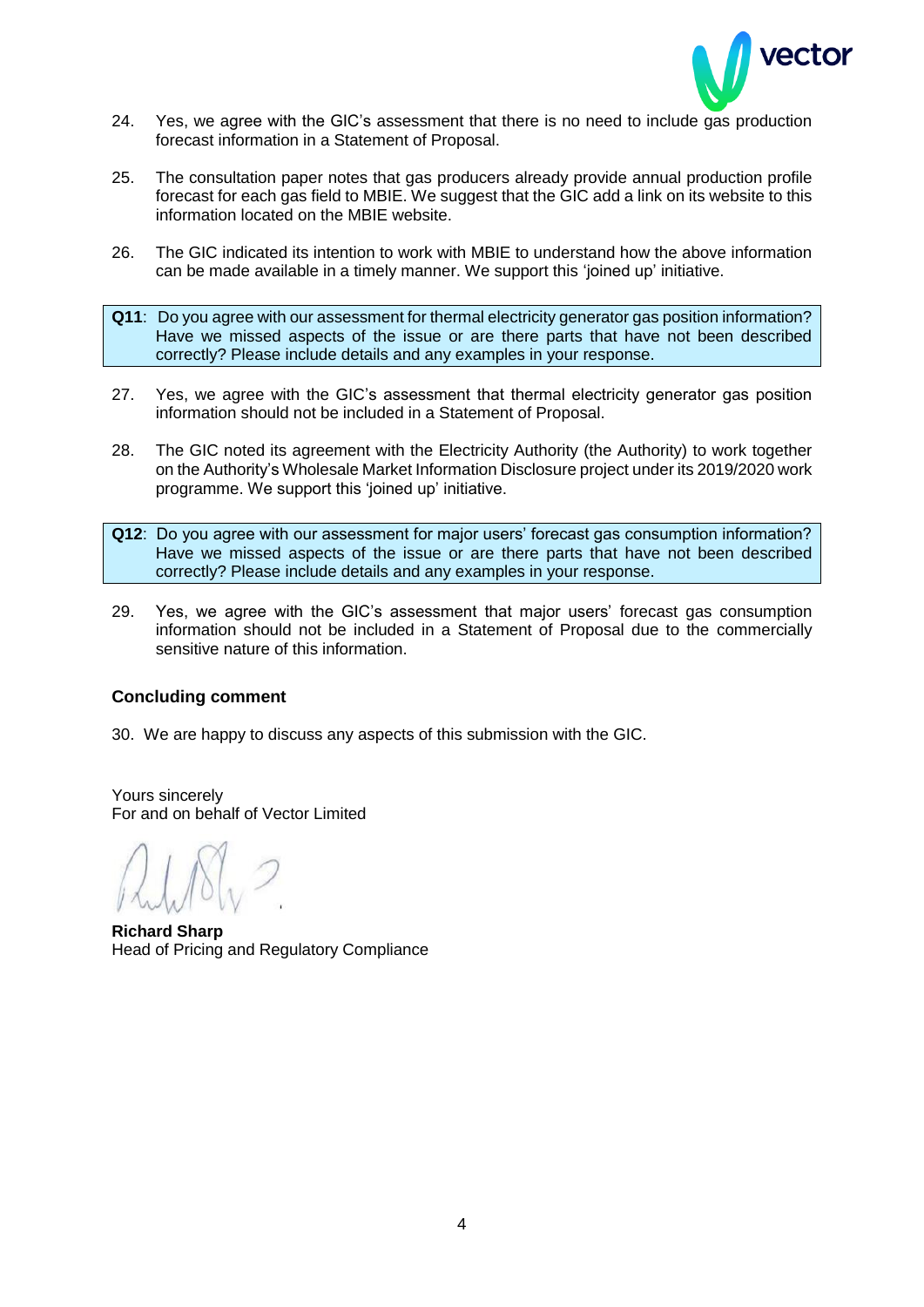24. Yes, we agree with the GIC's assessment that there is no need to include gas production forecast information in a Statement of Proposal.

25. The consultation paper notes that gas producers already provide annual production profile forecast for each gas field to MBIE. We suggest that the GIC add a link on its website to this information located on the MBIE website.

26. The GIC indicated its intention to work with MBIE to understand how the above information can be made available in a timely manner. We support this 'joined up' initiative.

> **Q11**: Do you agree with our assessment for thermal electricity generator gas position information? Have we missed aspects of the issue or are there parts that have not been described correctly? Please include details and any examples in your response.

27. Yes, we agree with the GIC's assessment that thermal electricity generator gas position information should not be included in a Statement of Proposal.

28. The GIC noted its agreement with the Electricity Authority (the Authority) to work together on the Authority's Wholesale Market Information Disclosure project under its 2019/2020 work programme. We support this 'joined up' initiative.

> **Q12**: Do you agree with our assessment for major users' forecast gas consumption information? Have we missed aspects of the issue or are there parts that have not been described correctly? Please include details and any examples in your response.

29. Yes, we agree with the GIC's assessment that major users' forecast gas consumption information should not be included in a Statement of Proposal due to the commercially sensitive nature of this information.

### Concluding comment

30. We are happy to discuss any aspects of this submission with the GIC.

Yours sincerely
For and on behalf of Vector Limited

**Richard Sharp**
Head of Pricing and Regulatory Compliance